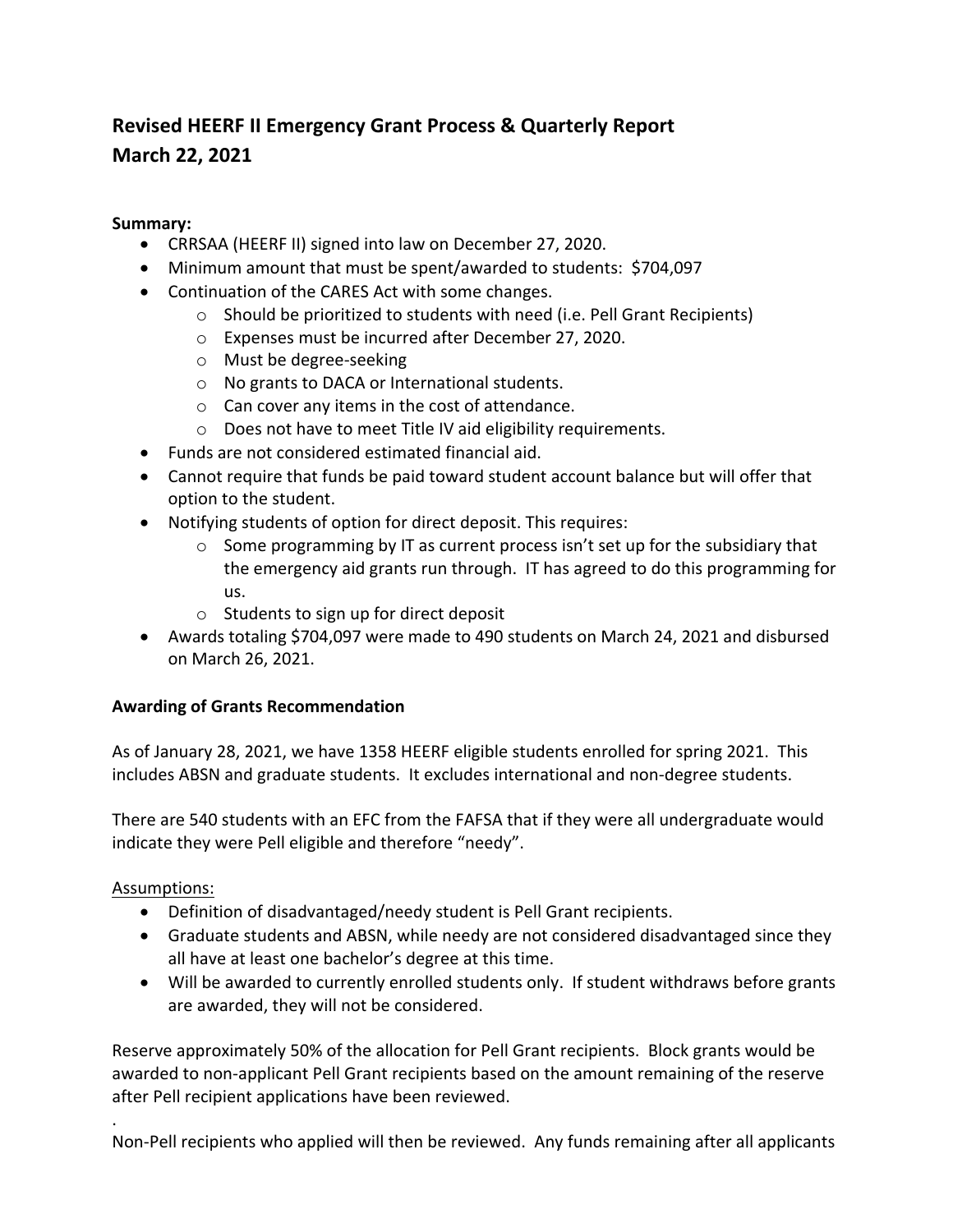# Revised HEERF II Emergency Grant Process & Quarterly Report
# March 22, 2021

**Summary:**

- CRRSAA (HEERF II) signed into law on December 27, 2020.
- Minimum amount that must be spent/awarded to students: $704,097
- Continuation of the CARES Act with some changes.
  - Should be prioritized to students with need (i.e. Pell Grant Recipients)
  - Expenses must be incurred after December 27, 2020.
  - Must be degree-seeking
  - No grants to DACA or International students.
  - Can cover any items in the cost of attendance.
  - Does not have to meet Title IV aid eligibility requirements.
- Funds are not considered estimated financial aid.
- Cannot require that funds be paid toward student account balance but will offer that option to the student.
- Notifying students of option for direct deposit. This requires:
  - Some programming by IT as current process isn't set up for the subsidiary that the emergency aid grants run through. IT has agreed to do this programming for us.
  - Students to sign up for direct deposit
- Awards totaling $704,097 were made to 490 students on March 24, 2021 and disbursed on March 26, 2021.

**Awarding of Grants Recommendation**

As of January 28, 2021, we have 1358 HEERF eligible students enrolled for spring 2021. This includes ABSN and graduate students. It excludes international and non-degree students.

There are 540 students with an EFC from the FAFSA that if they were all undergraduate would indicate they were Pell eligible and therefore "needy".

Assumptions:

- Definition of disadvantaged/needy student is Pell Grant recipients.
- Graduate students and ABSN, while needy are not considered disadvantaged since they all have at least one bachelor's degree at this time.
- Will be awarded to currently enrolled students only. If student withdraws before grants are awarded, they will not be considered.

Reserve approximately 50% of the allocation for Pell Grant recipients. Block grants would be awarded to non-applicant Pell Grant recipients based on the amount remaining of the reserve after Pell recipient applications have been reviewed.

.

Non-Pell recipients who applied will then be reviewed. Any funds remaining after all applicants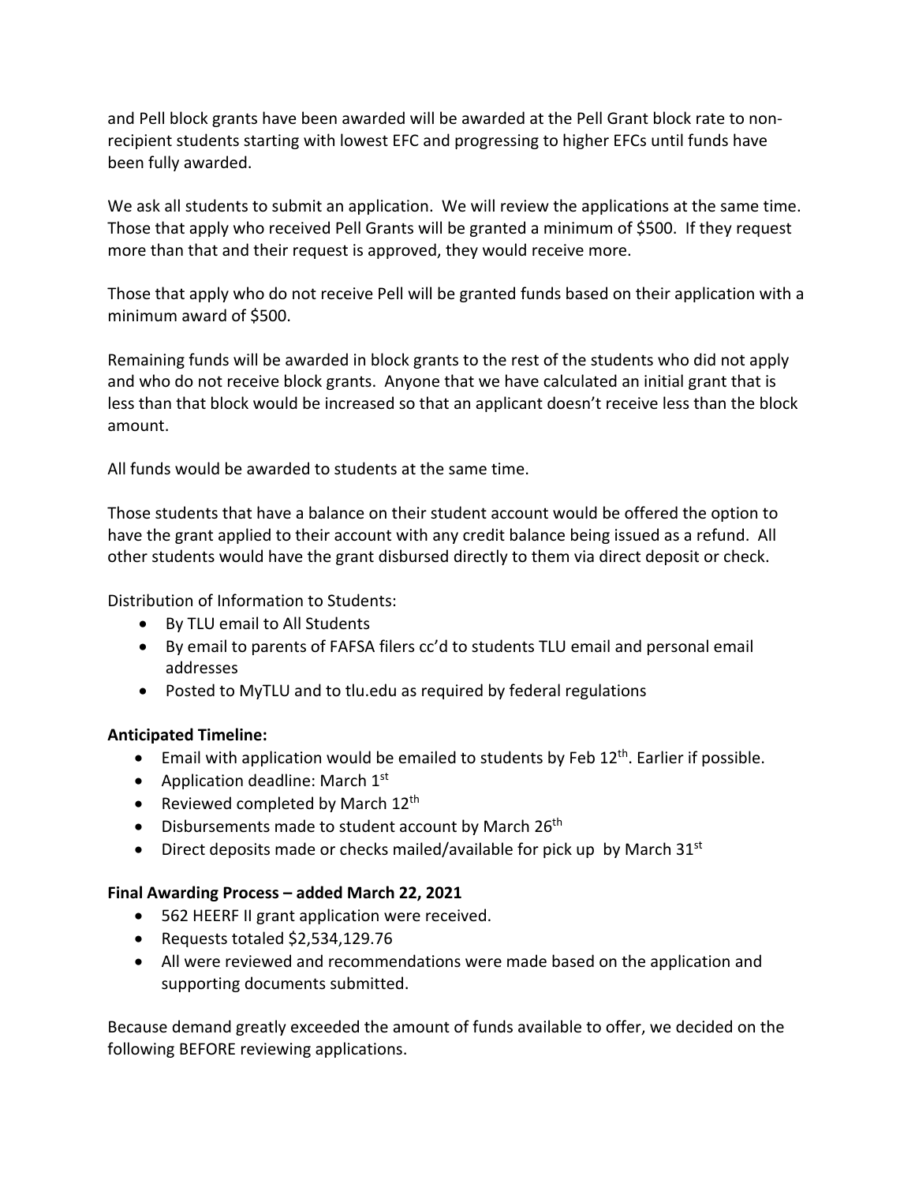and Pell block grants have been awarded will be awarded at the Pell Grant block rate to non-recipient students starting with lowest EFC and progressing to higher EFCs until funds have been fully awarded.

We ask all students to submit an application. We will review the applications at the same time. Those that apply who received Pell Grants will be granted a minimum of $500. If they request more than that and their request is approved, they would receive more.

Those that apply who do not receive Pell will be granted funds based on their application with a minimum award of $500.

Remaining funds will be awarded in block grants to the rest of the students who did not apply and who do not receive block grants. Anyone that we have calculated an initial grant that is less than that block would be increased so that an applicant doesn't receive less than the block amount.

All funds would be awarded to students at the same time.

Those students that have a balance on their student account would be offered the option to have the grant applied to their account with any credit balance being issued as a refund. All other students would have the grant disbursed directly to them via direct deposit or check.

Distribution of Information to Students:

- By TLU email to All Students
- By email to parents of FAFSA filers cc'd to students TLU email and personal email addresses
- Posted to MyTLU and to tlu.edu as required by federal regulations

**Anticipated Timeline:**

- Email with application would be emailed to students by Feb 12th. Earlier if possible.
- Application deadline: March 1st
- Reviewed completed by March 12th
- Disbursements made to student account by March 26th
- Direct deposits made or checks mailed/available for pick up by March 31st

**Final Awarding Process – added March 22, 2021**

- 562 HEERF II grant application were received.
- Requests totaled $2,534,129.76
- All were reviewed and recommendations were made based on the application and supporting documents submitted.

Because demand greatly exceeded the amount of funds available to offer, we decided on the following BEFORE reviewing applications.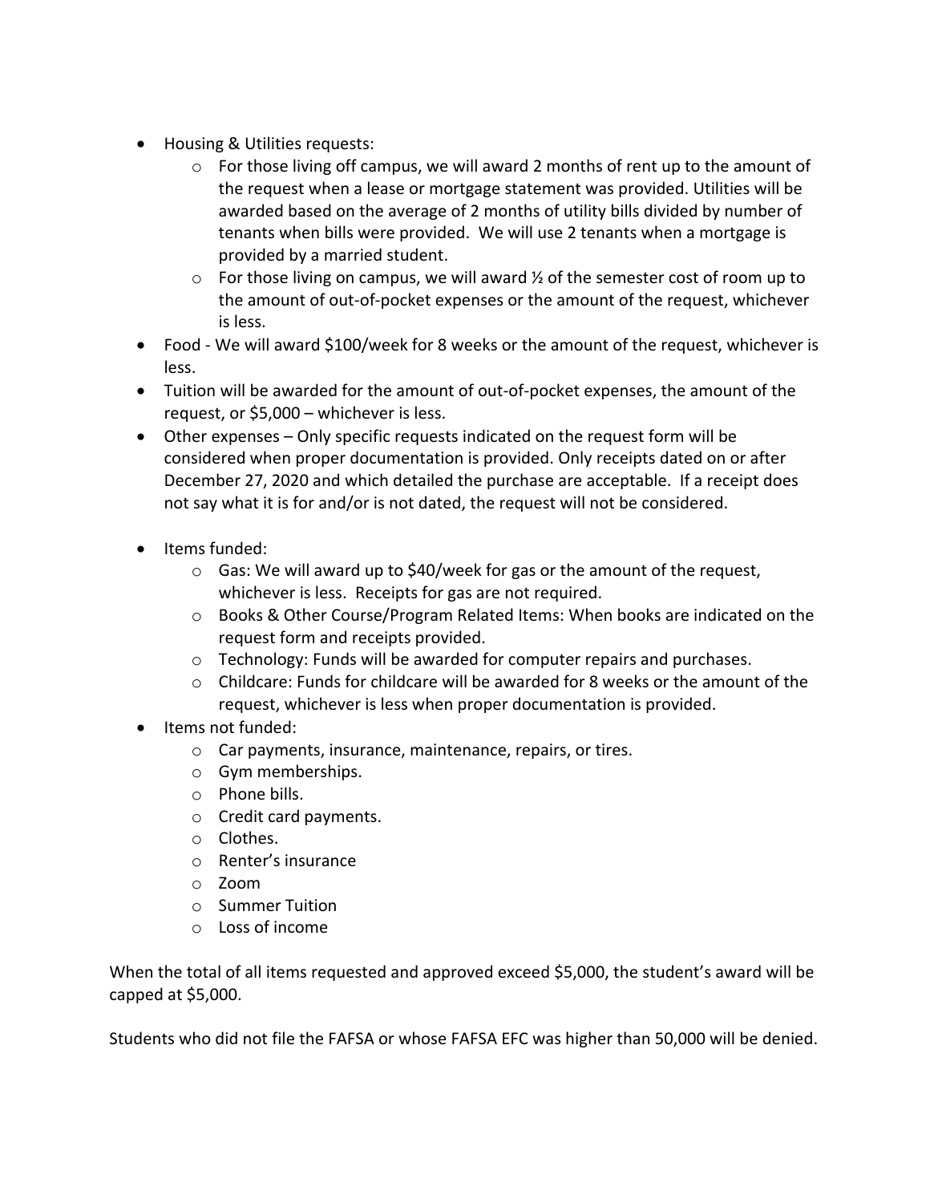- Housing & Utilities requests:
  - For those living off campus, we will award 2 months of rent up to the amount of the request when a lease or mortgage statement was provided. Utilities will be awarded based on the average of 2 months of utility bills divided by number of tenants when bills were provided. We will use 2 tenants when a mortgage is provided by a married student.
  - For those living on campus, we will award ½ of the semester cost of room up to the amount of out-of-pocket expenses or the amount of the request, whichever is less.
- Food - We will award $100/week for 8 weeks or the amount of the request, whichever is less.
- Tuition will be awarded for the amount of out-of-pocket expenses, the amount of the request, or $5,000 – whichever is less.
- Other expenses – Only specific requests indicated on the request form will be considered when proper documentation is provided. Only receipts dated on or after December 27, 2020 and which detailed the purchase are acceptable. If a receipt does not say what it is for and/or is not dated, the request will not be considered.

- Items funded:
  - Gas: We will award up to $40/week for gas or the amount of the request, whichever is less. Receipts for gas are not required.
  - Books & Other Course/Program Related Items: When books are indicated on the request form and receipts provided.
  - Technology: Funds will be awarded for computer repairs and purchases.
  - Childcare: Funds for childcare will be awarded for 8 weeks or the amount of the request, whichever is less when proper documentation is provided.
- Items not funded:
  - Car payments, insurance, maintenance, repairs, or tires.
  - Gym memberships.
  - Phone bills.
  - Credit card payments.
  - Clothes.
  - Renter's insurance
  - Zoom
  - Summer Tuition
  - Loss of income

When the total of all items requested and approved exceed $5,000, the student's award will be capped at $5,000.

Students who did not file the FAFSA or whose FAFSA EFC was higher than 50,000 will be denied.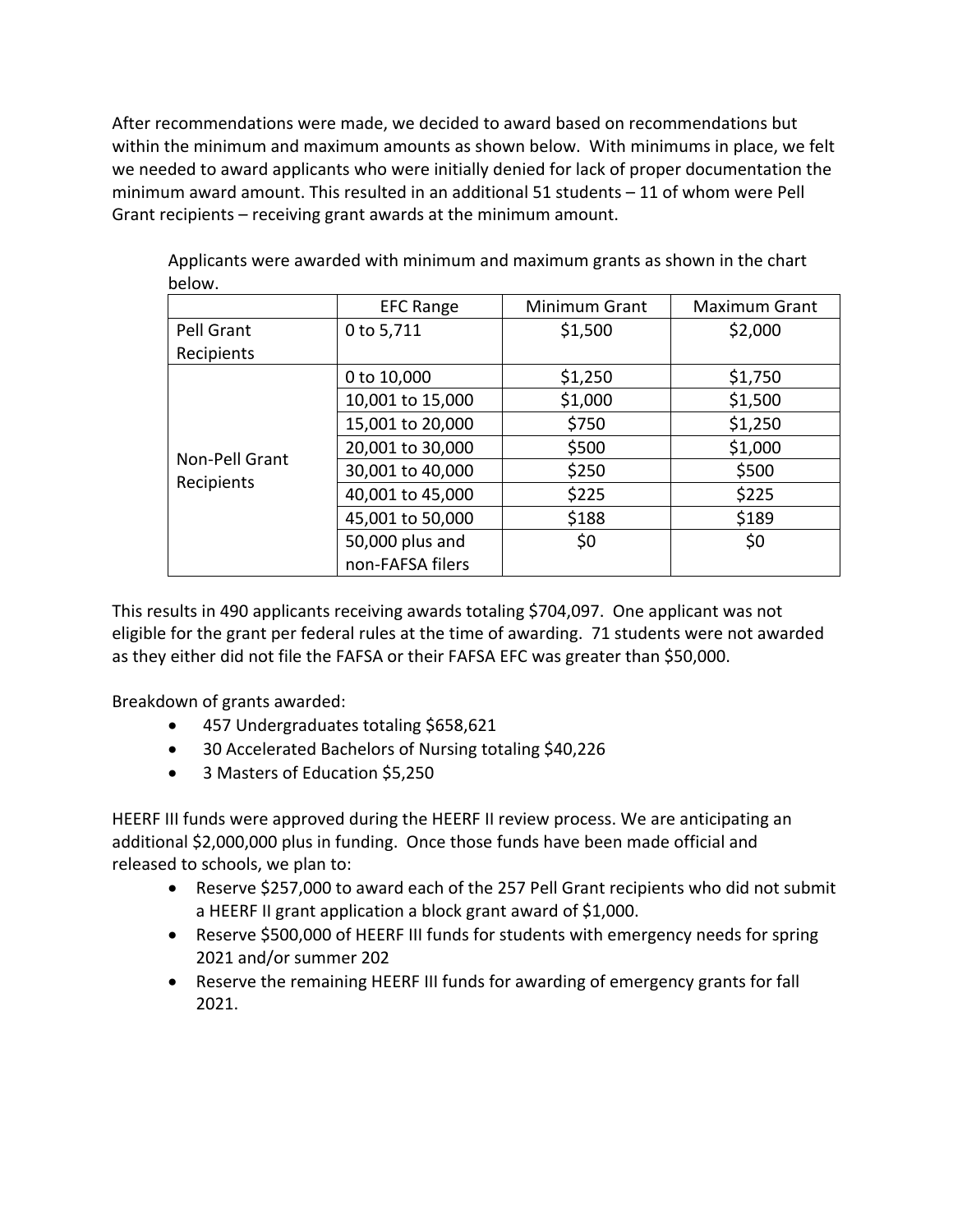After recommendations were made, we decided to award based on recommendations but within the minimum and maximum amounts as shown below. With minimums in place, we felt we needed to award applicants who were initially denied for lack of proper documentation the minimum award amount. This resulted in an additional 51 students – 11 of whom were Pell Grant recipients – receiving grant awards at the minimum amount.

Applicants were awarded with minimum and maximum grants as shown in the chart below.

| | EFC Range | Minimum Grant | Maximum Grant |
|---|---|---|---|
| Pell Grant Recipients | 0 to 5,711 | $1,500 | $2,000 |
| Non-Pell Grant Recipients | 0 to 10,000 | $1,250 | $1,750 |
| | 10,001 to 15,000 | $1,000 | $1,500 |
| | 15,001 to 20,000 | $750 | $1,250 |
| | 20,001 to 30,000 | $500 | $1,000 |
| | 30,001 to 40,000 | $250 | $500 |
| | 40,001 to 45,000 | $225 | $225 |
| | 45,001 to 50,000 | $188 | $189 |
| | 50,000 plus and non-FAFSA filers | $0 | $0 |

This results in 490 applicants receiving awards totaling $704,097. One applicant was not eligible for the grant per federal rules at the time of awarding. 71 students were not awarded as they either did not file the FAFSA or their FAFSA EFC was greater than $50,000.

Breakdown of grants awarded:

- 457 Undergraduates totaling $658,621
- 30 Accelerated Bachelors of Nursing totaling $40,226
- 3 Masters of Education $5,250

HEERF III funds were approved during the HEERF II review process. We are anticipating an additional $2,000,000 plus in funding. Once those funds have been made official and released to schools, we plan to:

- Reserve $257,000 to award each of the 257 Pell Grant recipients who did not submit a HEERF II grant application a block grant award of $1,000.
- Reserve $500,000 of HEERF III funds for students with emergency needs for spring 2021 and/or summer 202
- Reserve the remaining HEERF III funds for awarding of emergency grants for fall 2021.